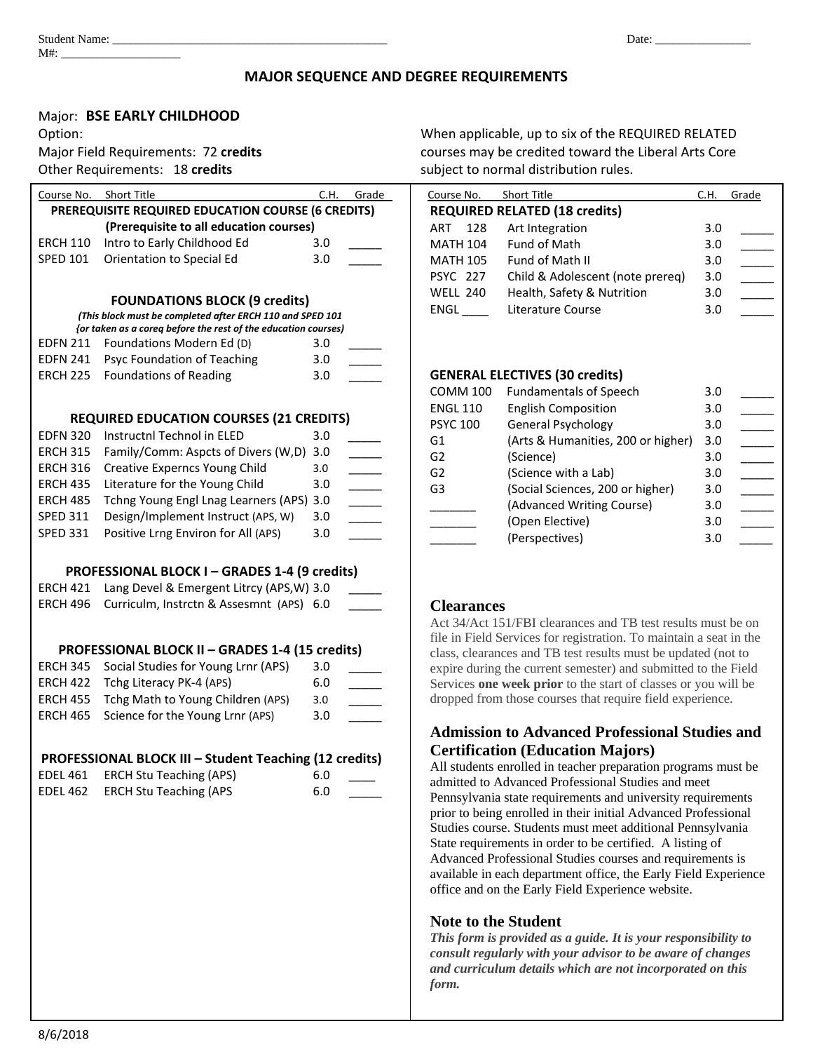Student Name: _______________________________________________ Date: ________________

M#: ____________________

# MAJOR SEQUENCE AND DEGREE REQUIREMENTS

Major: **BSE EARLY CHILDHOOD**

Option:

Major Field Requirements: 72 **credits**

Other Requirements: 18 **credits**

When applicable, up to six of the REQUIRED RELATED courses may be credited toward the Liberal Arts Core subject to normal distribution rules.

| Course No. | Short Title | C.H. | Grade |
|---|---|---|---|
| **PREREQUISITE REQUIRED EDUCATION COURSE (6 CREDITS)** | | | |
| **(Prerequisite to all education courses)** | | | |
| ERCH 110 | Intro to Early Childhood Ed | 3.0 | _____ |
| SPED 101 | Orientation to Special Ed | 3.0 | _____ |
| **FOUNDATIONS BLOCK (9 credits)** | | | |
| ***(This block must be completed after ERCH 110 and SPED 101 (or taken as a coreq before the rest of the education courses)*** | | | |
| EDFN 211 | Foundations Modern Ed (D) | 3.0 | _____ |
| EDFN 241 | Psyc Foundation of Teaching | 3.0 | _____ |
| ERCH 225 | Foundations of Reading | 3.0 | _____ |
| **REQUIRED EDUCATION COURSES (21 CREDITS)** | | | |
| EDFN 320 | Instructnl Technol in ELED | 3.0 | _____ |
| ERCH 315 | Family/Comm: Aspcts of Divers (W,D) | 3.0 | _____ |
| ERCH 316 | Creative Expernces Young Child | 3.0 | _____ |
| ERCH 435 | Literature for the Young Child | 3.0 | _____ |
| ERCH 485 | Tchng Young Engl Lnag Learners (APS) | 3.0 | _____ |
| SPED 311 | Design/Implement Instruct (APS, W) | 3.0 | _____ |
| SPED 331 | Positive Lrng Environ for All (APS) | 3.0 | _____ |
| **PROFESSIONAL BLOCK I – GRADES 1-4 (9 credits)** | | | |
| ERCH 421 | Lang Devel & Emergent Litrcy (APS,W) | 3.0 | _____ |
| ERCH 496 | Curriculm, Instrctn & Assesmnt (APS) | 6.0 | _____ |
| **PROFESSIONAL BLOCK II – GRADES 1-4 (15 credits)** | | | |
| ERCH 345 | Social Studies for Young Lrnr (APS) | 3.0 | _____ |
| ERCH 422 | Tchg Literacy PK-4 (APS) | 6.0 | _____ |
| ERCH 455 | Tchg Math to Young Children (APS) | 3.0 | _____ |
| ERCH 465 | Science for the Young Lrnr (APS) | 3.0 | _____ |
| **PROFESSIONAL BLOCK III – Student Teaching (12 credits)** | | | |
| EDEL 461 | ERCH Stu Teaching (APS) | 6.0 | ____ |
| EDEL 462 | ERCH Stu Teaching (APS | 6.0 | _____ |

| Course No. | Short Title | C.H. | Grade |
|---|---|---|---|
| **REQUIRED RELATED (18 credits)** | | | |
| ART 128 | Art Integration | 3.0 | _____ |
| MATH 104 | Fund of Math | 3.0 | _____ |
| MATH 105 | Fund of Math II | 3.0 | _____ |
| PSYC 227 | Child & Adolescent (note prereq) | 3.0 | _____ |
| WELL 240 | Health, Safety & Nutrition | 3.0 | _____ |
| ENGL ____ | Literature Course | 3.0 | _____ |
| **GENERAL ELECTIVES (30 credits)** | | | |
| COMM 100 | Fundamentals of Speech | 3.0 | _____ |
| ENGL 110 | English Composition | 3.0 | _____ |
| PSYC 100 | General Psychology | 3.0 | _____ |
| G1 | (Arts & Humanities, 200 or higher) | 3.0 | _____ |
| G2 | (Science) | 3.0 | _____ |
| G2 | (Science with a Lab) | 3.0 | _____ |
| G3 | (Social Sciences, 200 or higher) | 3.0 | _____ |
| _______ | (Advanced Writing Course) | 3.0 | _____ |
| _______ | (Open Elective) | 3.0 | _____ |
| _______ | (Perspectives) | 3.0 | _____ |

## Clearances

Act 34/Act 151/FBI clearances and TB test results must be on file in Field Services for registration. To maintain a seat in the class, clearances and TB test results must be updated (not to expire during the current semester) and submitted to the Field Services **one week prior** to the start of classes or you will be dropped from those courses that require field experience.

## Admission to Advanced Professional Studies and Certification (Education Majors)

All students enrolled in teacher preparation programs must be admitted to Advanced Professional Studies and meet Pennsylvania state requirements and university requirements prior to being enrolled in their initial Advanced Professional Studies course. Students must meet additional Pennsylvania State requirements in order to be certified. A listing of Advanced Professional Studies courses and requirements is available in each department office, the Early Field Experience office and on the Early Field Experience website.

## Note to the Student

***This form is provided as a guide. It is your responsibility to consult regularly with your advisor to be aware of changes and curriculum details which are not incorporated on this form.***

8/6/2018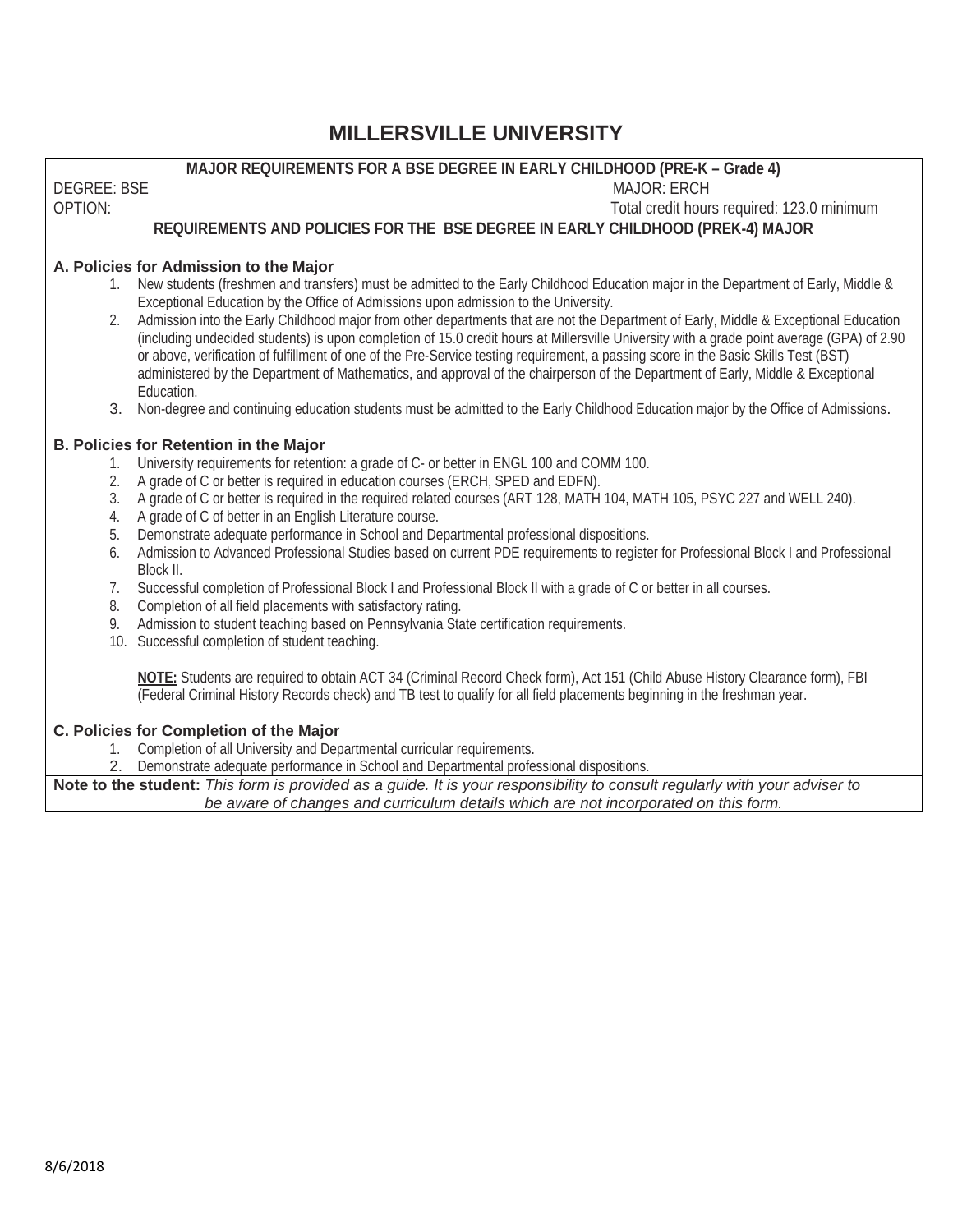# MILLERSVILLE UNIVERSITY

**MAJOR REQUIREMENTS FOR A BSE DEGREE IN EARLY CHILDHOOD (PRE-K – Grade 4)**

DEGREE: BSE MAJOR: ERCH

OPTION: Total credit hours required: 123.0 minimum

**REQUIREMENTS AND POLICIES FOR THE BSE DEGREE IN EARLY CHILDHOOD (PREK-4) MAJOR**

### A. Policies for Admission to the Major

1. New students (freshmen and transfers) must be admitted to the Early Childhood Education major in the Department of Early, Middle & Exceptional Education by the Office of Admissions upon admission to the University.
2. Admission into the Early Childhood major from other departments that are not the Department of Early, Middle & Exceptional Education (including undecided students) is upon completion of 15.0 credit hours at Millersville University with a grade point average (GPA) of 2.90 or above, verification of fulfillment of one of the Pre-Service testing requirement, a passing score in the Basic Skills Test (BST) administered by the Department of Mathematics, and approval of the chairperson of the Department of Early, Middle & Exceptional Education.
3. Non-degree and continuing education students must be admitted to the Early Childhood Education major by the Office of Admissions.

### B. Policies for Retention in the Major

1. University requirements for retention: a grade of C- or better in ENGL 100 and COMM 100.
2. A grade of C or better is required in education courses (ERCH, SPED and EDFN).
3. A grade of C or better is required in the required related courses (ART 128, MATH 104, MATH 105, PSYC 227 and WELL 240).
4. A grade of C of better in an English Literature course.
5. Demonstrate adequate performance in School and Departmental professional dispositions.
6. Admission to Advanced Professional Studies based on current PDE requirements to register for Professional Block I and Professional Block II.
7. Successful completion of Professional Block I and Professional Block II with a grade of C or better in all courses.
8. Completion of all field placements with satisfactory rating.
9. Admission to student teaching based on Pennsylvania State certification requirements.
10. Successful completion of student teaching.

**NOTE:** Students are required to obtain ACT 34 (Criminal Record Check form), Act 151 (Child Abuse History Clearance form), FBI (Federal Criminal History Records check) and TB test to qualify for all field placements beginning in the freshman year.

### C. Policies for Completion of the Major

1. Completion of all University and Departmental curricular requirements.
2. Demonstrate adequate performance in School and Departmental professional dispositions.

**Note to the student:** *This form is provided as a guide. It is your responsibility to consult regularly with your adviser to be aware of changes and curriculum details which are not incorporated on this form.*

8/6/2018